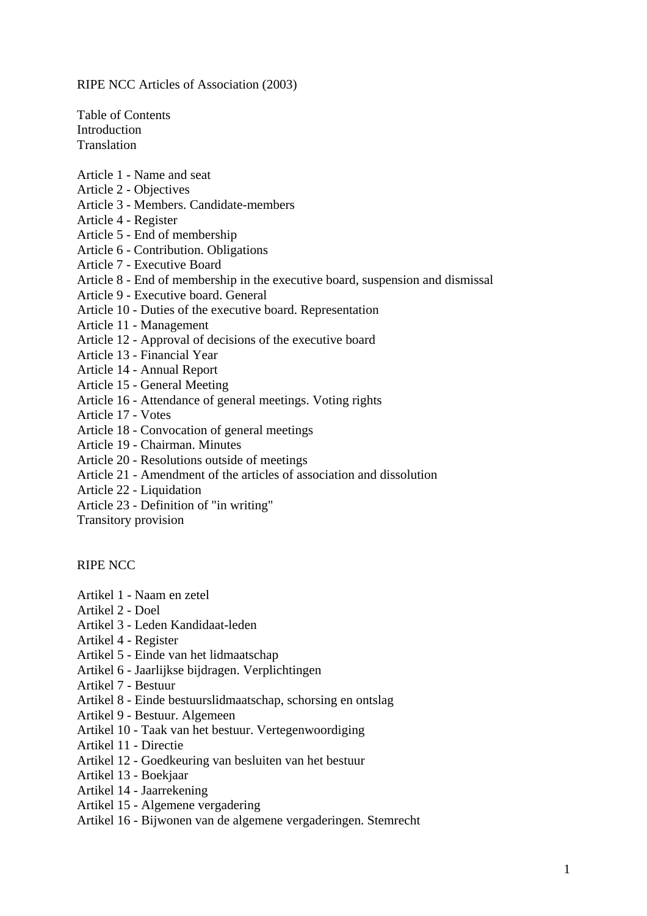# RIPE NCC Articles of Association (2003)

Table of Contents
Introduction
Translation

Article 1 - Name and seat
Article 2 - Objectives
Article 3 - Members. Candidate-members
Article 4 - Register
Article 5 - End of membership
Article 6 - Contribution. Obligations
Article 7 - Executive Board
Article 8 - End of membership in the executive board, suspension and dismissal
Article 9 - Executive board. General
Article 10 - Duties of the executive board. Representation
Article 11 - Management
Article 12 - Approval of decisions of the executive board
Article 13 - Financial Year
Article 14 - Annual Report
Article 15 - General Meeting
Article 16 - Attendance of general meetings. Voting rights
Article 17 - Votes
Article 18 - Convocation of general meetings
Article 19 - Chairman. Minutes
Article 20 - Resolutions outside of meetings
Article 21 - Amendment of the articles of association and dissolution
Article 22 - Liquidation
Article 23 - Definition of "in writing"
Transitory provision

## RIPE NCC

Artikel 1 - Naam en zetel
Artikel 2 - Doel
Artikel 3 - Leden Kandidaat-leden
Artikel 4 - Register
Artikel 5 - Einde van het lidmaatschap
Artikel 6 - Jaarlijkse bijdragen. Verplichtingen
Artikel 7 - Bestuur
Artikel 8 - Einde bestuurslidmaatschap, schorsing en ontslag
Artikel 9 - Bestuur. Algemeen
Artikel 10 - Taak van het bestuur. Vertegenwoordiging
Artikel 11 - Directie
Artikel 12 - Goedkeuring van besluiten van het bestuur
Artikel 13 - Boekjaar
Artikel 14 - Jaarrekening
Artikel 15 - Algemene vergadering
Artikel 16 - Bijwonen van de algemene vergaderingen. Stemrecht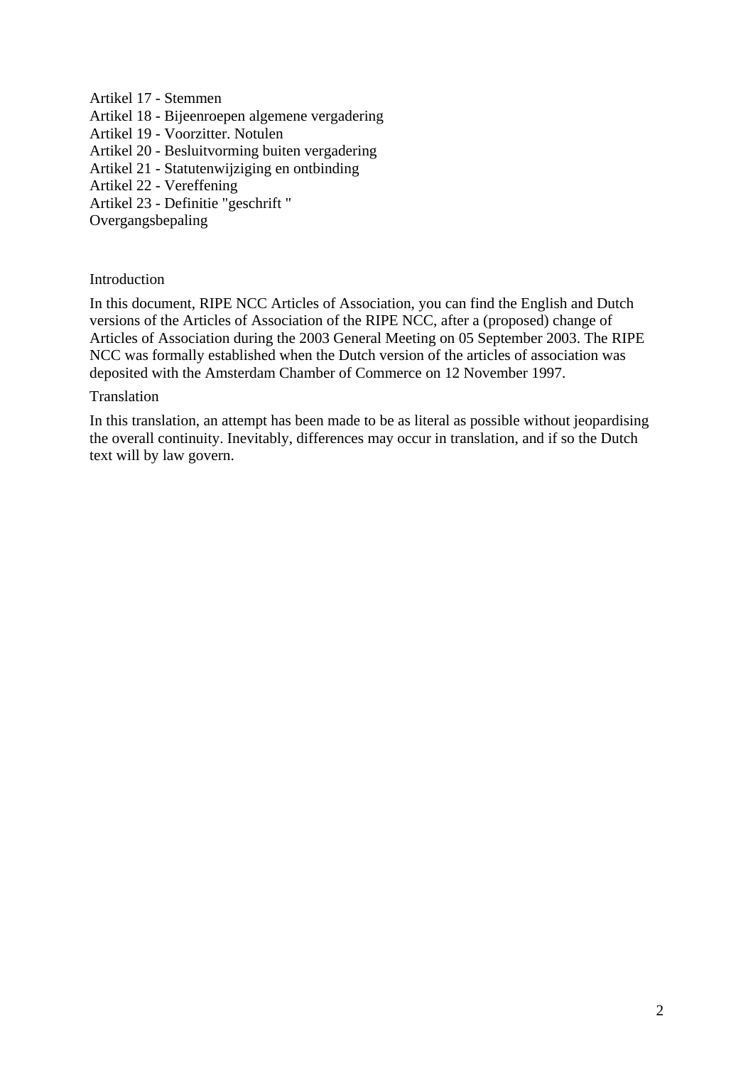Artikel 17 - Stemmen
Artikel 18 - Bijeenroepen algemene vergadering
Artikel 19 - Voorzitter. Notulen
Artikel 20 - Besluitvorming buiten vergadering
Artikel 21 - Statutenwijziging en ontbinding
Artikel 22 - Vereffening
Artikel 23 - Definitie "geschrift "
Overgangsbepaling

## Introduction

In this document, RIPE NCC Articles of Association, you can find the English and Dutch versions of the Articles of Association of the RIPE NCC, after a (proposed) change of Articles of Association during the 2003 General Meeting on 05 September 2003. The RIPE NCC was formally established when the Dutch version of the articles of association was deposited with the Amsterdam Chamber of Commerce on 12 November 1997.

## Translation

In this translation, an attempt has been made to be as literal as possible without jeopardising the overall continuity. Inevitably, differences may occur in translation, and if so the Dutch text will by law govern.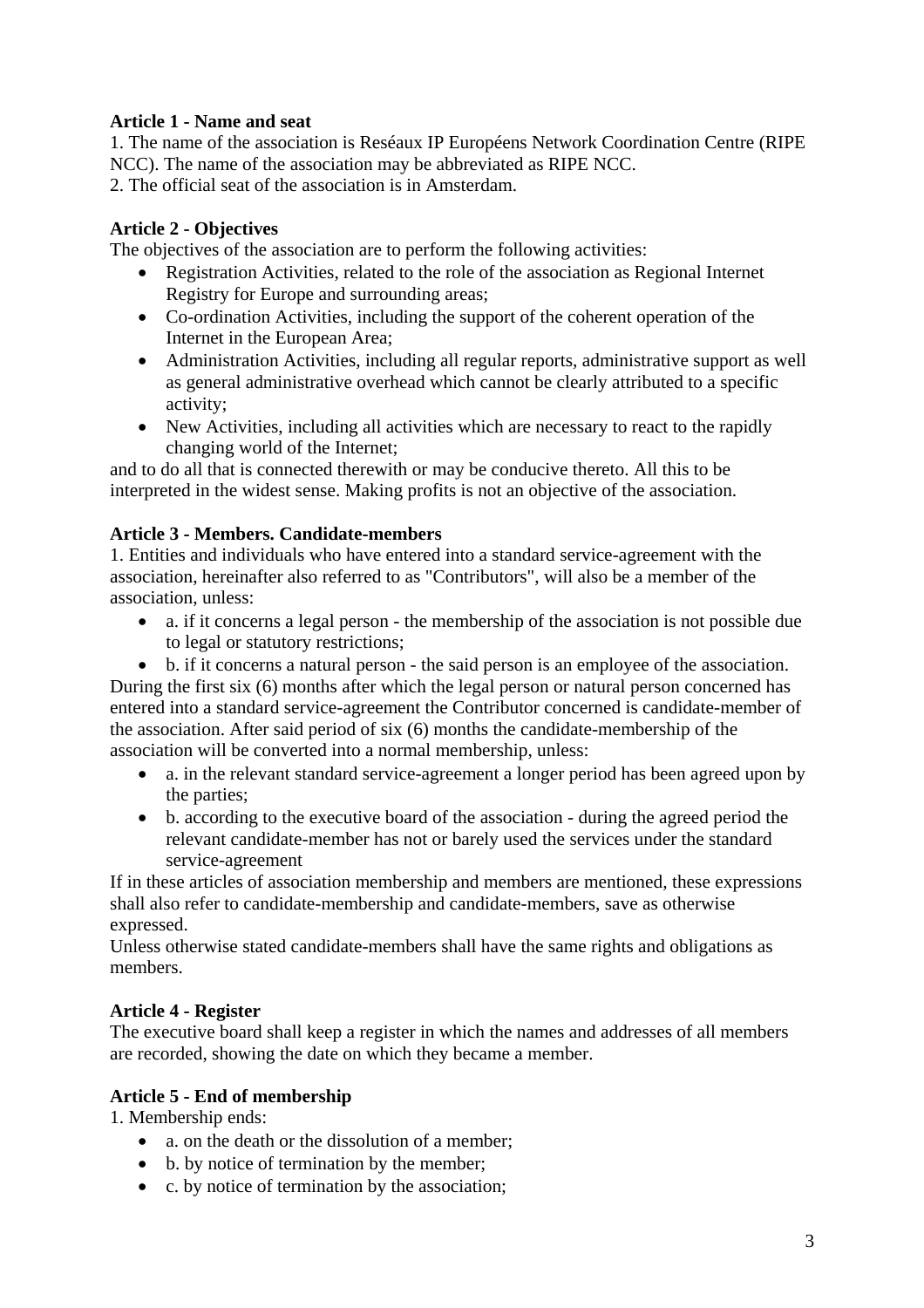**Article 1 - Name and seat**

1. The name of the association is Reséaux IP Européens Network Coordination Centre (RIPE NCC). The name of the association may be abbreviated as RIPE NCC.
2. The official seat of the association is in Amsterdam.

**Article 2 - Objectives**

The objectives of the association are to perform the following activities:

- Registration Activities, related to the role of the association as Regional Internet Registry for Europe and surrounding areas;
- Co-ordination Activities, including the support of the coherent operation of the Internet in the European Area;
- Administration Activities, including all regular reports, administrative support as well as general administrative overhead which cannot be clearly attributed to a specific activity;
- New Activities, including all activities which are necessary to react to the rapidly changing world of the Internet;

and to do all that is connected therewith or may be conducive thereto. All this to be interpreted in the widest sense. Making profits is not an objective of the association.

**Article 3 - Members. Candidate-members**

1. Entities and individuals who have entered into a standard service-agreement with the association, hereinafter also referred to as "Contributors", will also be a member of the association, unless:

- a. if it concerns a legal person - the membership of the association is not possible due to legal or statutory restrictions;
- b. if it concerns a natural person - the said person is an employee of the association.

During the first six (6) months after which the legal person or natural person concerned has entered into a standard service-agreement the Contributor concerned is candidate-member of the association. After said period of six (6) months the candidate-membership of the association will be converted into a normal membership, unless:

- a. in the relevant standard service-agreement a longer period has been agreed upon by the parties;
- b. according to the executive board of the association - during the agreed period the relevant candidate-member has not or barely used the services under the standard service-agreement

If in these articles of association membership and members are mentioned, these expressions shall also refer to candidate-membership and candidate-members, save as otherwise expressed.

Unless otherwise stated candidate-members shall have the same rights and obligations as members.

**Article 4 - Register**

The executive board shall keep a register in which the names and addresses of all members are recorded, showing the date on which they became a member.

**Article 5 - End of membership**

1. Membership ends:

- a. on the death or the dissolution of a member;
- b. by notice of termination by the member;
- c. by notice of termination by the association;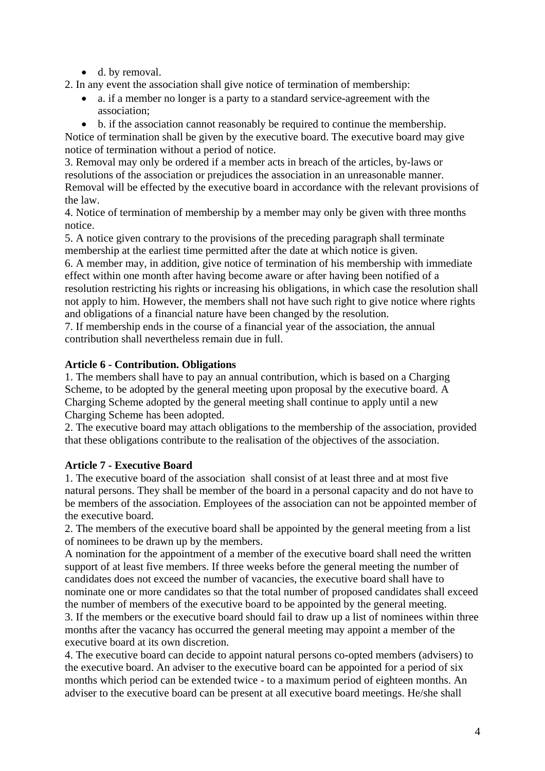- d. by removal.

2. In any event the association shall give notice of termination of membership:

- a. if a member no longer is a party to a standard service-agreement with the association;
- b. if the association cannot reasonably be required to continue the membership.

Notice of termination shall be given by the executive board. The executive board may give notice of termination without a period of notice.

3. Removal may only be ordered if a member acts in breach of the articles, by-laws or resolutions of the association or prejudices the association in an unreasonable manner. Removal will be effected by the executive board in accordance with the relevant provisions of the law.

4. Notice of termination of membership by a member may only be given with three months notice.

5. A notice given contrary to the provisions of the preceding paragraph shall terminate membership at the earliest time permitted after the date at which notice is given.

6. A member may, in addition, give notice of termination of his membership with immediate effect within one month after having become aware or after having been notified of a resolution restricting his rights or increasing his obligations, in which case the resolution shall not apply to him. However, the members shall not have such right to give notice where rights and obligations of a financial nature have been changed by the resolution.

7. If membership ends in the course of a financial year of the association, the annual contribution shall nevertheless remain due in full.

**Article 6 - Contribution. Obligations**

1. The members shall have to pay an annual contribution, which is based on a Charging Scheme, to be adopted by the general meeting upon proposal by the executive board. A Charging Scheme adopted by the general meeting shall continue to apply until a new Charging Scheme has been adopted.

2. The executive board may attach obligations to the membership of the association, provided that these obligations contribute to the realisation of the objectives of the association.

**Article 7 - Executive Board**

1. The executive board of the association shall consist of at least three and at most five natural persons. They shall be member of the board in a personal capacity and do not have to be members of the association. Employees of the association can not be appointed member of the executive board.

2. The members of the executive board shall be appointed by the general meeting from a list of nominees to be drawn up by the members.

A nomination for the appointment of a member of the executive board shall need the written support of at least five members. If three weeks before the general meeting the number of candidates does not exceed the number of vacancies, the executive board shall have to nominate one or more candidates so that the total number of proposed candidates shall exceed the number of members of the executive board to be appointed by the general meeting.

3. If the members or the executive board should fail to draw up a list of nominees within three months after the vacancy has occurred the general meeting may appoint a member of the executive board at its own discretion.

4. The executive board can decide to appoint natural persons co-opted members (advisers) to the executive board. An adviser to the executive board can be appointed for a period of six months which period can be extended twice - to a maximum period of eighteen months. An adviser to the executive board can be present at all executive board meetings. He/she shall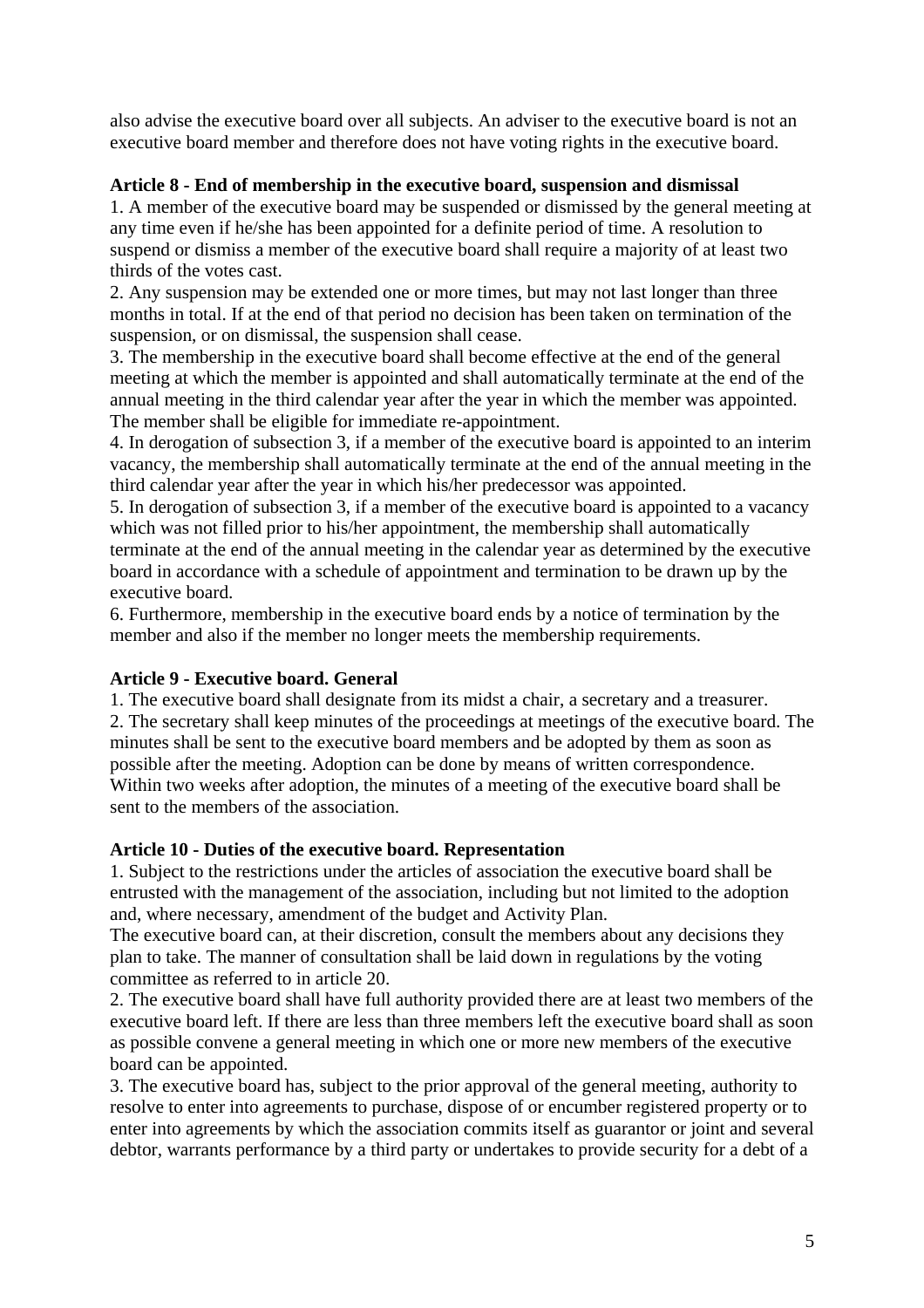also advise the executive board over all subjects. An adviser to the executive board is not an executive board member and therefore does not have voting rights in the executive board.

**Article 8 - End of membership in the executive board, suspension and dismissal**

1. A member of the executive board may be suspended or dismissed by the general meeting at any time even if he/she has been appointed for a definite period of time. A resolution to suspend or dismiss a member of the executive board shall require a majority of at least two thirds of the votes cast.
2. Any suspension may be extended one or more times, but may not last longer than three months in total. If at the end of that period no decision has been taken on termination of the suspension, or on dismissal, the suspension shall cease.
3. The membership in the executive board shall become effective at the end of the general meeting at which the member is appointed and shall automatically terminate at the end of the annual meeting in the third calendar year after the year in which the member was appointed. The member shall be eligible for immediate re-appointment.
4. In derogation of subsection 3, if a member of the executive board is appointed to an interim vacancy, the membership shall automatically terminate at the end of the annual meeting in the third calendar year after the year in which his/her predecessor was appointed.
5. In derogation of subsection 3, if a member of the executive board is appointed to a vacancy which was not filled prior to his/her appointment, the membership shall automatically terminate at the end of the annual meeting in the calendar year as determined by the executive board in accordance with a schedule of appointment and termination to be drawn up by the executive board.
6. Furthermore, membership in the executive board ends by a notice of termination by the member and also if the member no longer meets the membership requirements.

**Article 9 - Executive board. General**

1. The executive board shall designate from its midst a chair, a secretary and a treasurer.
2. The secretary shall keep minutes of the proceedings at meetings of the executive board. The minutes shall be sent to the executive board members and be adopted by them as soon as possible after the meeting. Adoption can be done by means of written correspondence. Within two weeks after adoption, the minutes of a meeting of the executive board shall be sent to the members of the association.

**Article 10 - Duties of the executive board. Representation**

1. Subject to the restrictions under the articles of association the executive board shall be entrusted with the management of the association, including but not limited to the adoption and, where necessary, amendment of the budget and Activity Plan.
The executive board can, at their discretion, consult the members about any decisions they plan to take. The manner of consultation shall be laid down in regulations by the voting committee as referred to in article 20.
2. The executive board shall have full authority provided there are at least two members of the executive board left. If there are less than three members left the executive board shall as soon as possible convene a general meeting in which one or more new members of the executive board can be appointed.
3. The executive board has, subject to the prior approval of the general meeting, authority to resolve to enter into agreements to purchase, dispose of or encumber registered property or to enter into agreements by which the association commits itself as guarantor or joint and several debtor, warrants performance by a third party or undertakes to provide security for a debt of a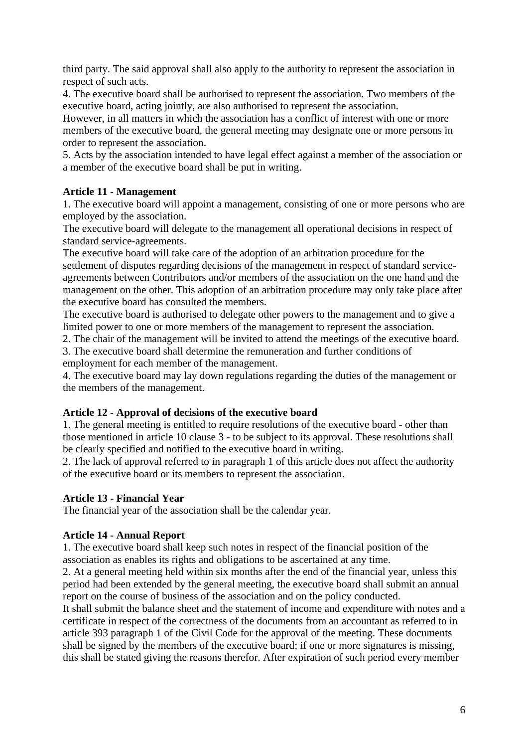third party. The said approval shall also apply to the authority to represent the association in respect of such acts.

4. The executive board shall be authorised to represent the association. Two members of the executive board, acting jointly, are also authorised to represent the association.
However, in all matters in which the association has a conflict of interest with one or more members of the executive board, the general meeting may designate one or more persons in order to represent the association.

5. Acts by the association intended to have legal effect against a member of the association or a member of the executive board shall be put in writing.

**Article 11 - Management**

1. The executive board will appoint a management, consisting of one or more persons who are employed by the association.
The executive board will delegate to the management all operational decisions in respect of standard service-agreements.
The executive board will take care of the adoption of an arbitration procedure for the settlement of disputes regarding decisions of the management in respect of standard service-agreements between Contributors and/or members of the association on the one hand and the management on the other. This adoption of an arbitration procedure may only take place after the executive board has consulted the members.
The executive board is authorised to delegate other powers to the management and to give a limited power to one or more members of the management to represent the association.

2. The chair of the management will be invited to attend the meetings of the executive board.

3. The executive board shall determine the remuneration and further conditions of employment for each member of the management.

4. The executive board may lay down regulations regarding the duties of the management or the members of the management.

**Article 12 - Approval of decisions of the executive board**

1. The general meeting is entitled to require resolutions of the executive board - other than those mentioned in article 10 clause 3 - to be subject to its approval. These resolutions shall be clearly specified and notified to the executive board in writing.

2. The lack of approval referred to in paragraph 1 of this article does not affect the authority of the executive board or its members to represent the association.

**Article 13 - Financial Year**

The financial year of the association shall be the calendar year.

**Article 14 - Annual Report**

1. The executive board shall keep such notes in respect of the financial position of the association as enables its rights and obligations to be ascertained at any time.

2. At a general meeting held within six months after the end of the financial year, unless this period had been extended by the general meeting, the executive board shall submit an annual report on the course of business of the association and on the policy conducted.
It shall submit the balance sheet and the statement of income and expenditure with notes and a certificate in respect of the correctness of the documents from an accountant as referred to in article 393 paragraph 1 of the Civil Code for the approval of the meeting. These documents shall be signed by the members of the executive board; if one or more signatures is missing, this shall be stated giving the reasons therefor. After expiration of such period every member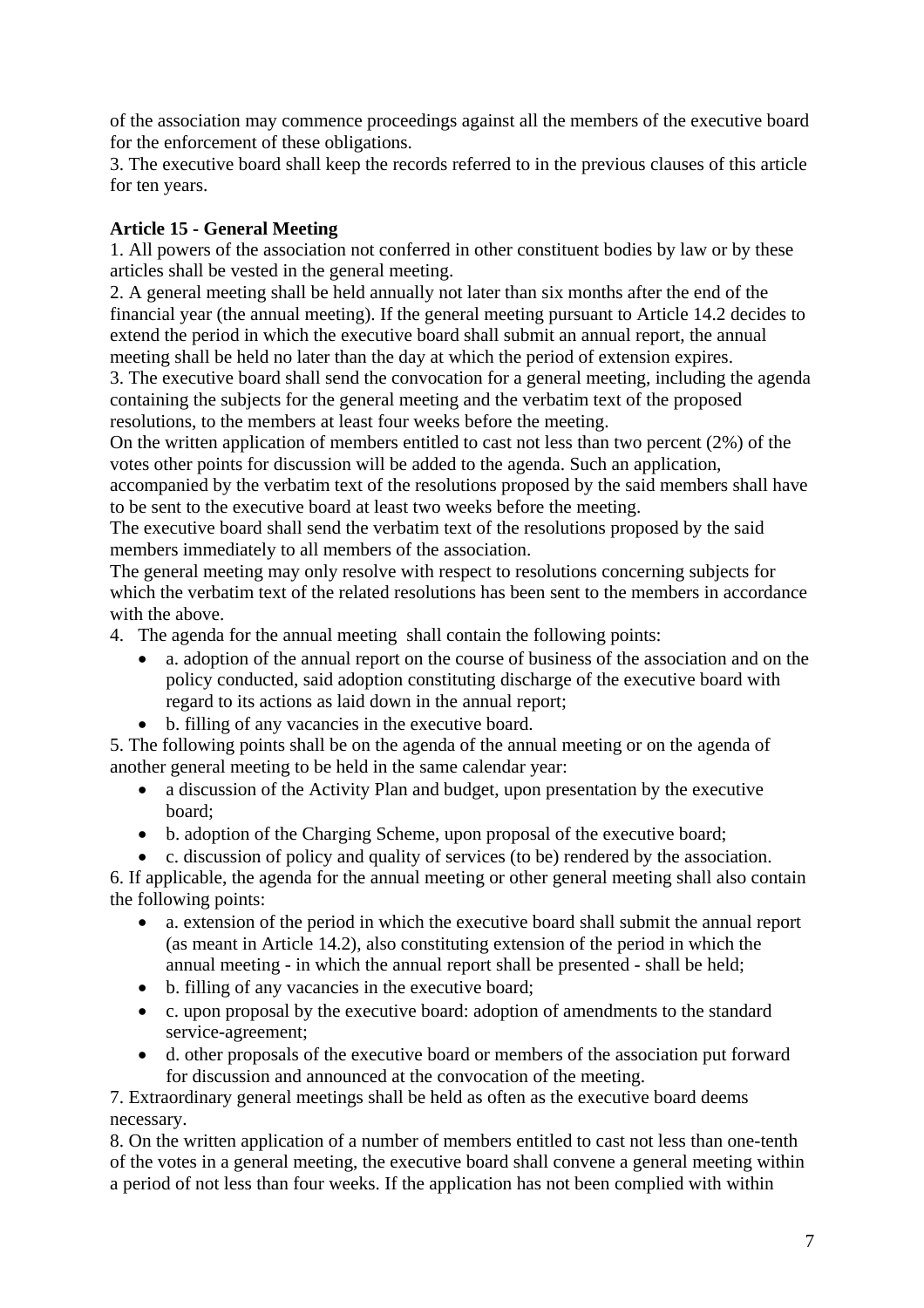of the association may commence proceedings against all the members of the executive board for the enforcement of these obligations.
3. The executive board shall keep the records referred to in the previous clauses of this article for ten years.

**Article 15 - General Meeting**

1. All powers of the association not conferred in other constituent bodies by law or by these articles shall be vested in the general meeting.
2. A general meeting shall be held annually not later than six months after the end of the financial year (the annual meeting). If the general meeting pursuant to Article 14.2 decides to extend the period in which the executive board shall submit an annual report, the annual meeting shall be held no later than the day at which the period of extension expires.
3. The executive board shall send the convocation for a general meeting, including the agenda containing the subjects for the general meeting and the verbatim text of the proposed resolutions, to the members at least four weeks before the meeting.
On the written application of members entitled to cast not less than two percent (2%) of the votes other points for discussion will be added to the agenda. Such an application, accompanied by the verbatim text of the resolutions proposed by the said members shall have to be sent to the executive board at least two weeks before the meeting.
The executive board shall send the verbatim text of the resolutions proposed by the said members immediately to all members of the association.
The general meeting may only resolve with respect to resolutions concerning subjects for which the verbatim text of the related resolutions has been sent to the members in accordance with the above.
4. The agenda for the annual meeting shall contain the following points:
   - a. adoption of the annual report on the course of business of the association and on the policy conducted, said adoption constituting discharge of the executive board with regard to its actions as laid down in the annual report;
   - b. filling of any vacancies in the executive board.
5. The following points shall be on the agenda of the annual meeting or on the agenda of another general meeting to be held in the same calendar year:
   - a discussion of the Activity Plan and budget, upon presentation by the executive board;
   - b. adoption of the Charging Scheme, upon proposal of the executive board;
   - c. discussion of policy and quality of services (to be) rendered by the association.
6. If applicable, the agenda for the annual meeting or other general meeting shall also contain the following points:
   - a. extension of the period in which the executive board shall submit the annual report (as meant in Article 14.2), also constituting extension of the period in which the annual meeting - in which the annual report shall be presented - shall be held;
   - b. filling of any vacancies in the executive board;
   - c. upon proposal by the executive board: adoption of amendments to the standard service-agreement;
   - d. other proposals of the executive board or members of the association put forward for discussion and announced at the convocation of the meeting.
7. Extraordinary general meetings shall be held as often as the executive board deems necessary.
8. On the written application of a number of members entitled to cast not less than one-tenth of the votes in a general meeting, the executive board shall convene a general meeting within a period of not less than four weeks. If the application has not been complied with within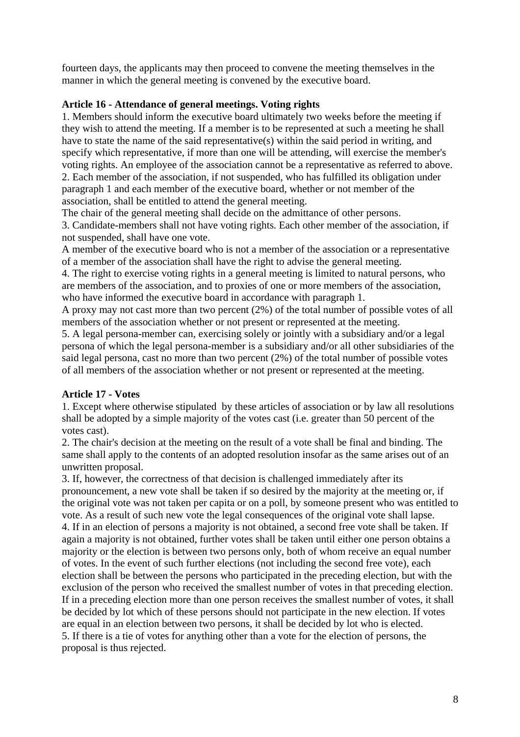fourteen days, the applicants may then proceed to convene the meeting themselves in the manner in which the general meeting is convened by the executive board.

**Article 16 - Attendance of general meetings. Voting rights**

1. Members should inform the executive board ultimately two weeks before the meeting if they wish to attend the meeting. If a member is to be represented at such a meeting he shall have to state the name of the said representative(s) within the said period in writing, and specify which representative, if more than one will be attending, will exercise the member's voting rights. An employee of the association cannot be a representative as referred to above.
2. Each member of the association, if not suspended, who has fulfilled its obligation under paragraph 1 and each member of the executive board, whether or not member of the association, shall be entitled to attend the general meeting.
The chair of the general meeting shall decide on the admittance of other persons.
3. Candidate-members shall not have voting rights. Each other member of the association, if not suspended, shall have one vote.
A member of the executive board who is not a member of the association or a representative of a member of the association shall have the right to advise the general meeting.
4. The right to exercise voting rights in a general meeting is limited to natural persons, who are members of the association, and to proxies of one or more members of the association, who have informed the executive board in accordance with paragraph 1.
A proxy may not cast more than two percent (2%) of the total number of possible votes of all members of the association whether or not present or represented at the meeting.
5. A legal persona-member can, exercising solely or jointly with a subsidiary and/or a legal persona of which the legal persona-member is a subsidiary and/or all other subsidiaries of the said legal persona, cast no more than two percent (2%) of the total number of possible votes of all members of the association whether or not present or represented at the meeting.

**Article 17 - Votes**

1. Except where otherwise stipulated by these articles of association or by law all resolutions shall be adopted by a simple majority of the votes cast (i.e. greater than 50 percent of the votes cast).
2. The chair's decision at the meeting on the result of a vote shall be final and binding. The same shall apply to the contents of an adopted resolution insofar as the same arises out of an unwritten proposal.
3. If, however, the correctness of that decision is challenged immediately after its pronouncement, a new vote shall be taken if so desired by the majority at the meeting or, if the original vote was not taken per capita or on a poll, by someone present who was entitled to vote. As a result of such new vote the legal consequences of the original vote shall lapse.
4. If in an election of persons a majority is not obtained, a second free vote shall be taken. If again a majority is not obtained, further votes shall be taken until either one person obtains a majority or the election is between two persons only, both of whom receive an equal number of votes. In the event of such further elections (not including the second free vote), each election shall be between the persons who participated in the preceding election, but with the exclusion of the person who received the smallest number of votes in that preceding election. If in a preceding election more than one person receives the smallest number of votes, it shall be decided by lot which of these persons should not participate in the new election. If votes are equal in an election between two persons, it shall be decided by lot who is elected.
5. If there is a tie of votes for anything other than a vote for the election of persons, the proposal is thus rejected.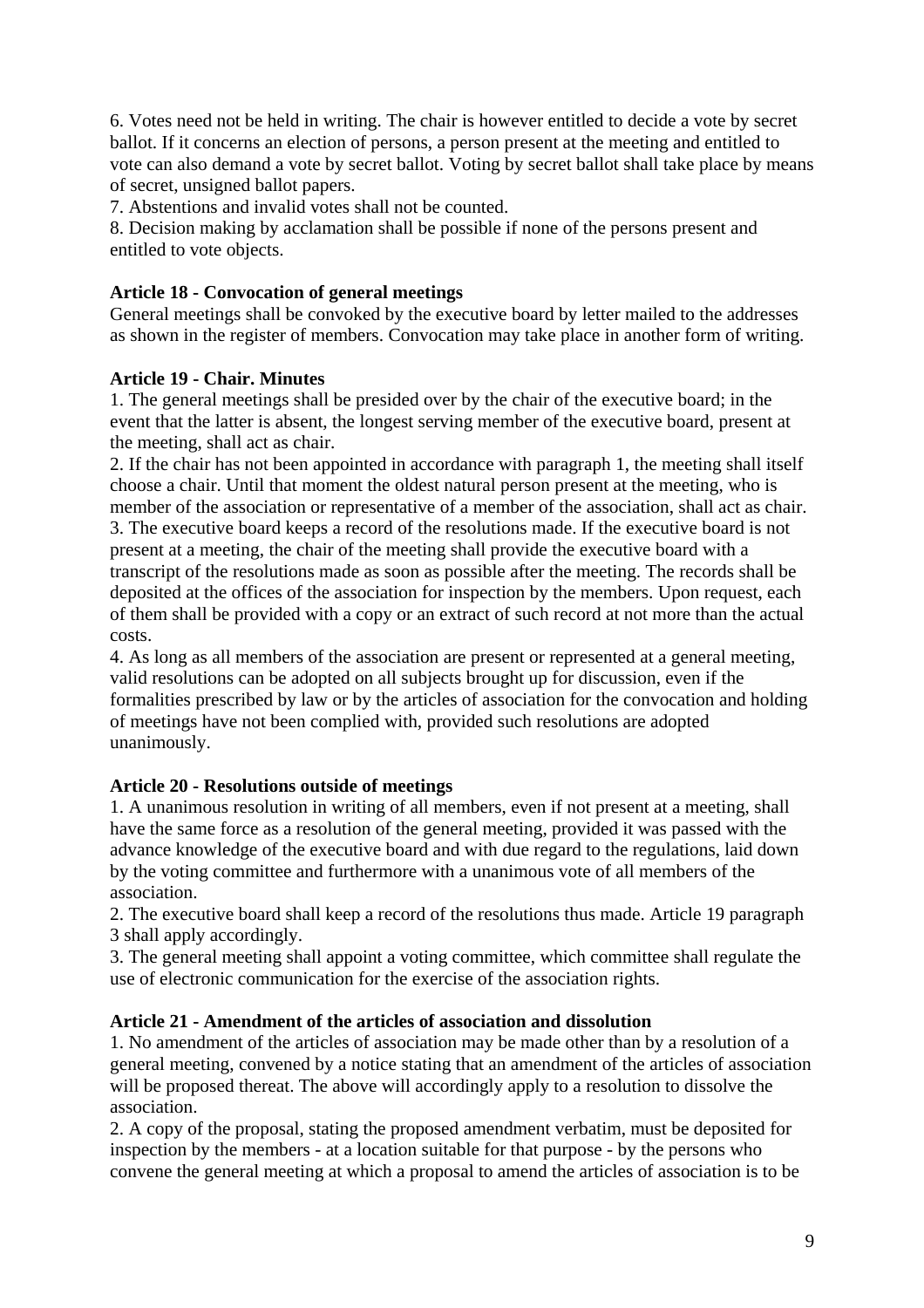6. Votes need not be held in writing. The chair is however entitled to decide a vote by secret ballot. If it concerns an election of persons, a person present at the meeting and entitled to vote can also demand a vote by secret ballot. Voting by secret ballot shall take place by means of secret, unsigned ballot papers.
7. Abstentions and invalid votes shall not be counted.
8. Decision making by acclamation shall be possible if none of the persons present and entitled to vote objects.

**Article 18 - Convocation of general meetings**

General meetings shall be convoked by the executive board by letter mailed to the addresses as shown in the register of members. Convocation may take place in another form of writing.

**Article 19 - Chair. Minutes**

1. The general meetings shall be presided over by the chair of the executive board; in the event that the latter is absent, the longest serving member of the executive board, present at the meeting, shall act as chair.
2. If the chair has not been appointed in accordance with paragraph 1, the meeting shall itself choose a chair. Until that moment the oldest natural person present at the meeting, who is member of the association or representative of a member of the association, shall act as chair.
3. The executive board keeps a record of the resolutions made. If the executive board is not present at a meeting, the chair of the meeting shall provide the executive board with a transcript of the resolutions made as soon as possible after the meeting. The records shall be deposited at the offices of the association for inspection by the members. Upon request, each of them shall be provided with a copy or an extract of such record at not more than the actual costs.
4. As long as all members of the association are present or represented at a general meeting, valid resolutions can be adopted on all subjects brought up for discussion, even if the formalities prescribed by law or by the articles of association for the convocation and holding of meetings have not been complied with, provided such resolutions are adopted unanimously.

**Article 20 - Resolutions outside of meetings**

1. A unanimous resolution in writing of all members, even if not present at a meeting, shall have the same force as a resolution of the general meeting, provided it was passed with the advance knowledge of the executive board and with due regard to the regulations, laid down by the voting committee and furthermore with a unanimous vote of all members of the association.
2. The executive board shall keep a record of the resolutions thus made. Article 19 paragraph 3 shall apply accordingly.
3. The general meeting shall appoint a voting committee, which committee shall regulate the use of electronic communication for the exercise of the association rights.

**Article 21 - Amendment of the articles of association and dissolution**

1. No amendment of the articles of association may be made other than by a resolution of a general meeting, convened by a notice stating that an amendment of the articles of association will be proposed thereat. The above will accordingly apply to a resolution to dissolve the association.
2. A copy of the proposal, stating the proposed amendment verbatim, must be deposited for inspection by the members - at a location suitable for that purpose - by the persons who convene the general meeting at which a proposal to amend the articles of association is to be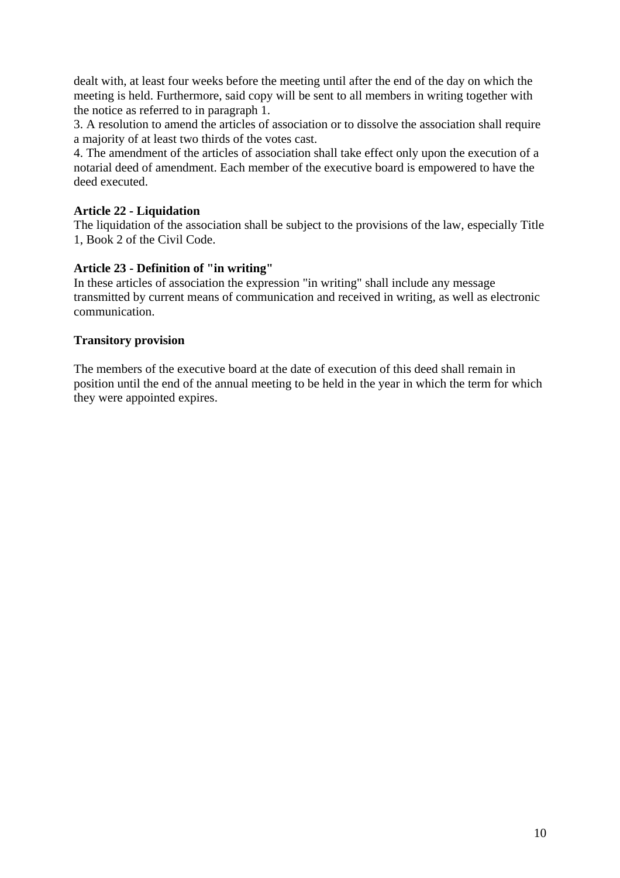dealt with, at least four weeks before the meeting until after the end of the day on which the meeting is held. Furthermore, said copy will be sent to all members in writing together with the notice as referred to in paragraph 1.

3. A resolution to amend the articles of association or to dissolve the association shall require a majority of at least two thirds of the votes cast.

4. The amendment of the articles of association shall take effect only upon the execution of a notarial deed of amendment. Each member of the executive board is empowered to have the deed executed.

**Article 22 - Liquidation**

The liquidation of the association shall be subject to the provisions of the law, especially Title 1, Book 2 of the Civil Code.

**Article 23 - Definition of "in writing"**

In these articles of association the expression "in writing" shall include any message transmitted by current means of communication and received in writing, as well as electronic communication.

**Transitory provision**

The members of the executive board at the date of execution of this deed shall remain in position until the end of the annual meeting to be held in the year in which the term for which they were appointed expires.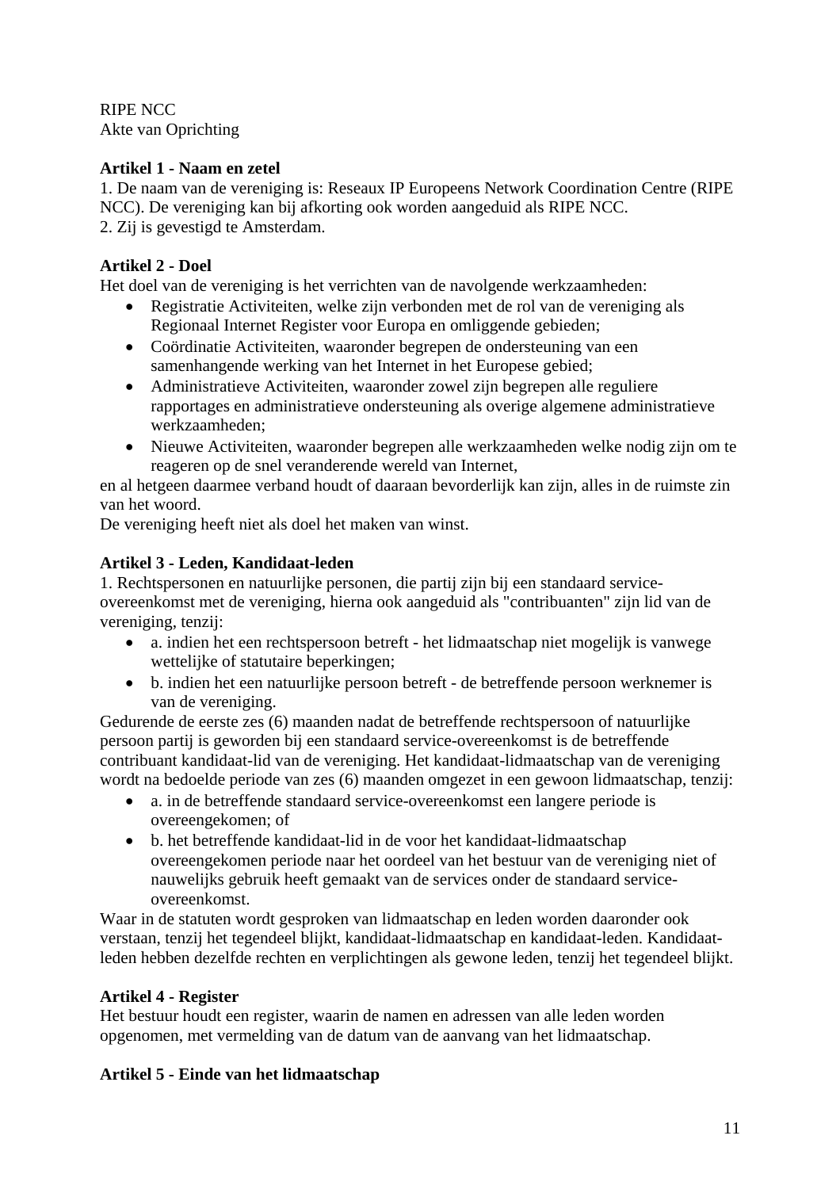RIPE NCC
Akte van Oprichting

**Artikel 1 - Naam en zetel**

1. De naam van de vereniging is: Reseaux IP Europeens Network Coordination Centre (RIPE NCC). De vereniging kan bij afkorting ook worden aangeduid als RIPE NCC.
2. Zij is gevestigd te Amsterdam.

**Artikel 2 - Doel**

Het doel van de vereniging is het verrichten van de navolgende werkzaamheden:

- Registratie Activiteiten, welke zijn verbonden met de rol van de vereniging als Regionaal Internet Register voor Europa en omliggende gebieden;
- Coördinatie Activiteiten, waaronder begrepen de ondersteuning van een samenhangende werking van het Internet in het Europese gebied;
- Administratieve Activiteiten, waaronder zowel zijn begrepen alle reguliere rapportages en administratieve ondersteuning als overige algemene administratieve werkzaamheden;
- Nieuwe Activiteiten, waaronder begrepen alle werkzaamheden welke nodig zijn om te reageren op de snel veranderende wereld van Internet,

en al hetgeen daarmee verband houdt of daaraan bevorderlijk kan zijn, alles in de ruimste zin van het woord.

De vereniging heeft niet als doel het maken van winst.

**Artikel 3 - Leden, Kandidaat-leden**

1. Rechtspersonen en natuurlijke personen, die partij zijn bij een standaard service-overeenkomst met de vereniging, hierna ook aangeduid als "contribuanten" zijn lid van de vereniging, tenzij:

- a. indien het een rechtspersoon betreft - het lidmaatschap niet mogelijk is vanwege wettelijke of statutaire beperkingen;
- b. indien het een natuurlijke persoon betreft - de betreffende persoon werknemer is van de vereniging.

Gedurende de eerste zes (6) maanden nadat de betreffende rechtspersoon of natuurlijke persoon partij is geworden bij een standaard service-overeenkomst is de betreffende contribuant kandidaat-lid van de vereniging. Het kandidaat-lidmaatschap van de vereniging wordt na bedoelde periode van zes (6) maanden omgezet in een gewoon lidmaatschap, tenzij:

- a. in de betreffende standaard service-overeenkomst een langere periode is overeengekomen; of
- b. het betreffende kandidaat-lid in de voor het kandidaat-lidmaatschap overeengekomen periode naar het oordeel van het bestuur van de vereniging niet of nauwelijks gebruik heeft gemaakt van de services onder de standaard service-overeenkomst.

Waar in de statuten wordt gesproken van lidmaatschap en leden worden daaronder ook verstaan, tenzij het tegendeel blijkt, kandidaat-lidmaatschap en kandidaat-leden. Kandidaat-leden hebben dezelfde rechten en verplichtingen als gewone leden, tenzij het tegendeel blijkt.

**Artikel 4 - Register**

Het bestuur houdt een register, waarin de namen en adressen van alle leden worden opgenomen, met vermelding van de datum van de aanvang van het lidmaatschap.

**Artikel 5 - Einde van het lidmaatschap**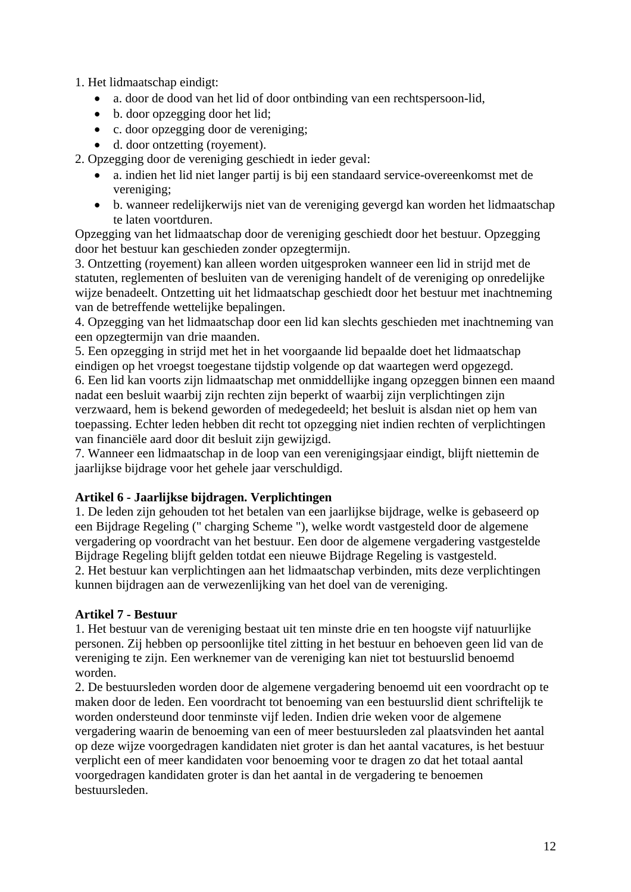1. Het lidmaatschap eindigt:

- a. door de dood van het lid of door ontbinding van een rechtspersoon-lid,
- b. door opzegging door het lid;
- c. door opzegging door de vereniging;
- d. door ontzetting (royement).

2. Opzegging door de vereniging geschiedt in ieder geval:

- a. indien het lid niet langer partij is bij een standaard service-overeenkomst met de vereniging;
- b. wanneer redelijkerwijs niet van de vereniging gevergd kan worden het lidmaatschap te laten voortduren.

Opzegging van het lidmaatschap door de vereniging geschiedt door het bestuur. Opzegging door het bestuur kan geschieden zonder opzegtermijn.

3. Ontzetting (royement) kan alleen worden uitgesproken wanneer een lid in strijd met de statuten, reglementen of besluiten van de vereniging handelt of de vereniging op onredelijke wijze benadeelt. Ontzetting uit het lidmaatschap geschiedt door het bestuur met inachtneming van de betreffende wettelijke bepalingen.

4. Opzegging van het lidmaatschap door een lid kan slechts geschieden met inachtneming van een opzegtermijn van drie maanden.

5. Een opzegging in strijd met het in het voorgaande lid bepaalde doet het lidmaatschap eindigen op het vroegst toegestane tijdstip volgende op dat waartegen werd opgezegd.

6. Een lid kan voorts zijn lidmaatschap met onmiddellijke ingang opzeggen binnen een maand nadat een besluit waarbij zijn rechten zijn beperkt of waarbij zijn verplichtingen zijn verzwaard, hem is bekend geworden of medegedeeld; het besluit is alsdan niet op hem van toepassing. Echter leden hebben dit recht tot opzegging niet indien rechten of verplichtingen van financiële aard door dit besluit zijn gewijzigd.

7. Wanneer een lidmaatschap in de loop van een verenigingsjaar eindigt, blijft niettemin de jaarlijkse bijdrage voor het gehele jaar verschuldigd.

**Artikel 6 - Jaarlijkse bijdragen. Verplichtingen**

1. De leden zijn gehouden tot het betalen van een jaarlijkse bijdrage, welke is gebaseerd op een Bijdrage Regeling (" charging Scheme "), welke wordt vastgesteld door de algemene vergadering op voordracht van het bestuur. Een door de algemene vergadering vastgestelde Bijdrage Regeling blijft gelden totdat een nieuwe Bijdrage Regeling is vastgesteld.

2. Het bestuur kan verplichtingen aan het lidmaatschap verbinden, mits deze verplichtingen kunnen bijdragen aan de verwezenlijking van het doel van de vereniging.

**Artikel 7 - Bestuur**

1. Het bestuur van de vereniging bestaat uit ten minste drie en ten hoogste vijf natuurlijke personen. Zij hebben op persoonlijke titel zitting in het bestuur en behoeven geen lid van de vereniging te zijn. Een werknemer van de vereniging kan niet tot bestuurslid benoemd worden.

2. De bestuursleden worden door de algemene vergadering benoemd uit een voordracht op te maken door de leden. Een voordracht tot benoeming van een bestuurslid dient schriftelijk te worden ondersteund door tenminste vijf leden. Indien drie weken voor de algemene vergadering waarin de benoeming van een of meer bestuursleden zal plaatsvinden het aantal op deze wijze voorgedragen kandidaten niet groter is dan het aantal vacatures, is het bestuur verplicht een of meer kandidaten voor benoeming voor te dragen zo dat het totaal aantal voorgedragen kandidaten groter is dan het aantal in de vergadering te benoemen bestuursleden.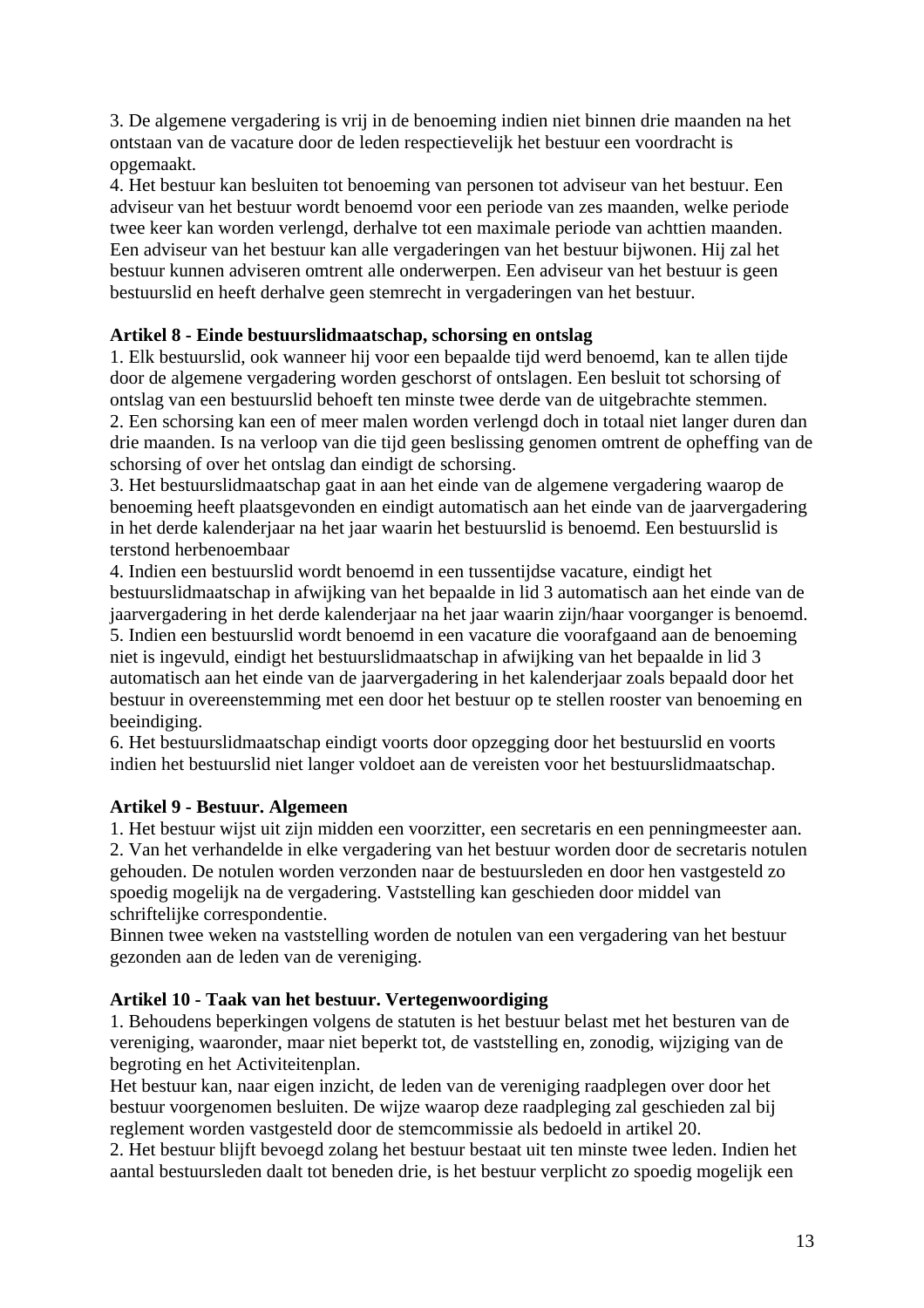3. De algemene vergadering is vrij in de benoeming indien niet binnen drie maanden na het ontstaan van de vacature door de leden respectievelijk het bestuur een voordracht is opgemaakt.
4. Het bestuur kan besluiten tot benoeming van personen tot adviseur van het bestuur. Een adviseur van het bestuur wordt benoemd voor een periode van zes maanden, welke periode twee keer kan worden verlengd, derhalve tot een maximale periode van achttien maanden. Een adviseur van het bestuur kan alle vergaderingen van het bestuur bijwonen. Hij zal het bestuur kunnen adviseren omtrent alle onderwerpen. Een adviseur van het bestuur is geen bestuurslid en heeft derhalve geen stemrecht in vergaderingen van het bestuur.

**Artikel 8 - Einde bestuurslidmaatschap, schorsing en ontslag**
1. Elk bestuurslid, ook wanneer hij voor een bepaalde tijd werd benoemd, kan te allen tijde door de algemene vergadering worden geschorst of ontslagen. Een besluit tot schorsing of ontslag van een bestuurslid behoeft ten minste twee derde van de uitgebrachte stemmen.
2. Een schorsing kan een of meer malen worden verlengd doch in totaal niet langer duren dan drie maanden. Is na verloop van die tijd geen beslissing genomen omtrent de opheffing van de schorsing of over het ontslag dan eindigt de schorsing.
3. Het bestuurslidmaatschap gaat in aan het einde van de algemene vergadering waarop de benoeming heeft plaatsgevonden en eindigt automatisch aan het einde van de jaarvergadering in het derde kalenderjaar na het jaar waarin het bestuurslid is benoemd. Een bestuurslid is terstond herbenoembaar
4. Indien een bestuurslid wordt benoemd in een tussentijdse vacature, eindigt het bestuurslidmaatschap in afwijking van het bepaalde in lid 3 automatisch aan het einde van de jaarvergadering in het derde kalenderjaar na het jaar waarin zijn/haar voorganger is benoemd.
5. Indien een bestuurslid wordt benoemd in een vacature die voorafgaand aan de benoeming niet is ingevuld, eindigt het bestuurslidmaatschap in afwijking van het bepaalde in lid 3 automatisch aan het einde van de jaarvergadering in het kalenderjaar zoals bepaald door het bestuur in overeenstemming met een door het bestuur op te stellen rooster van benoeming en beeindiging.
6. Het bestuurslidmaatschap eindigt voorts door opzegging door het bestuurslid en voorts indien het bestuurslid niet langer voldoet aan de vereisten voor het bestuurslidmaatschap.

**Artikel 9 - Bestuur. Algemeen**
1. Het bestuur wijst uit zijn midden een voorzitter, een secretaris en een penningmeester aan.
2. Van het verhandelde in elke vergadering van het bestuur worden door de secretaris notulen gehouden. De notulen worden verzonden naar de bestuursleden en door hen vastgesteld zo spoedig mogelijk na de vergadering. Vaststelling kan geschieden door middel van schriftelijke correspondentie.
Binnen twee weken na vaststelling worden de notulen van een vergadering van het bestuur gezonden aan de leden van de vereniging.

**Artikel 10 - Taak van het bestuur. Vertegenwoordiging**
1. Behoudens beperkingen volgens de statuten is het bestuur belast met het besturen van de vereniging, waaronder, maar niet beperkt tot, de vaststelling en, zonodig, wijziging van de begroting en het Activiteitenplan.
Het bestuur kan, naar eigen inzicht, de leden van de vereniging raadplegen over door het bestuur voorgenomen besluiten. De wijze waarop deze raadpleging zal geschieden zal bij reglement worden vastgesteld door de stemcommissie als bedoeld in artikel 20.
2. Het bestuur blijft bevoegd zolang het bestuur bestaat uit ten minste twee leden. Indien het aantal bestuursleden daalt tot beneden drie, is het bestuur verplicht zo spoedig mogelijk een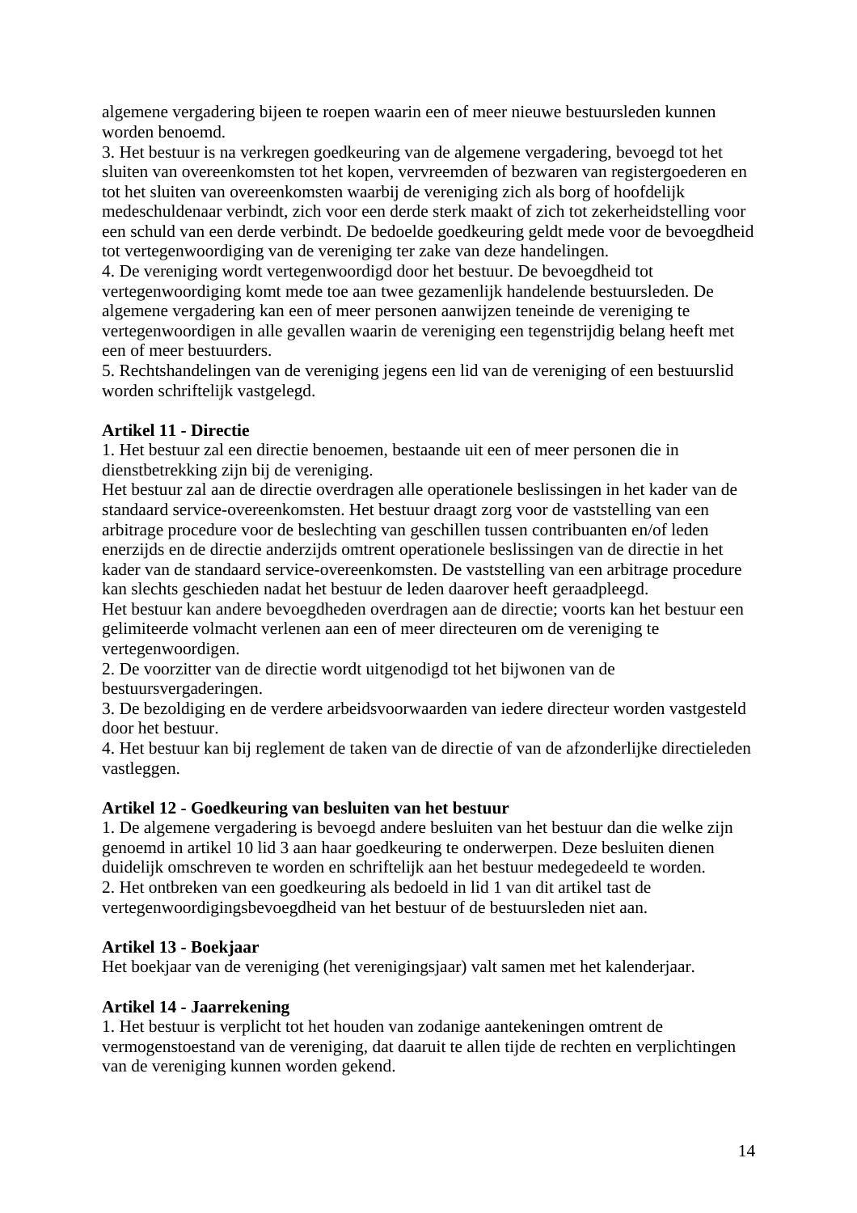algemene vergadering bijeen te roepen waarin een of meer nieuwe bestuursleden kunnen worden benoemd.

3. Het bestuur is na verkregen goedkeuring van de algemene vergadering, bevoegd tot het sluiten van overeenkomsten tot het kopen, vervreemden of bezwaren van registergoederen en tot het sluiten van overeenkomsten waarbij de vereniging zich als borg of hoofdelijk medeschuldenaar verbindt, zich voor een derde sterk maakt of zich tot zekerheidstelling voor een schuld van een derde verbindt. De bedoelde goedkeuring geldt mede voor de bevoegdheid tot vertegenwoordiging van de vereniging ter zake van deze handelingen.

4. De vereniging wordt vertegenwoordigd door het bestuur. De bevoegdheid tot vertegenwoordiging komt mede toe aan twee gezamenlijk handelende bestuursleden. De algemene vergadering kan een of meer personen aanwijzen teneinde de vereniging te vertegenwoordigen in alle gevallen waarin de vereniging een tegenstrijdig belang heeft met een of meer bestuurders.

5. Rechtshandelingen van de vereniging jegens een lid van de vereniging of een bestuurslid worden schriftelijk vastgelegd.

**Artikel 11 - Directie**

1. Het bestuur zal een directie benoemen, bestaande uit een of meer personen die in dienstbetrekking zijn bij de vereniging.

Het bestuur zal aan de directie overdragen alle operationele beslissingen in het kader van de standaard service-overeenkomsten. Het bestuur draagt zorg voor de vaststelling van een arbitrage procedure voor de beslechting van geschillen tussen contribuanten en/of leden enerzijds en de directie anderzijds omtrent operationele beslissingen van de directie in het kader van de standaard service-overeenkomsten. De vaststelling van een arbitrage procedure kan slechts geschieden nadat het bestuur de leden daarover heeft geraadpleegd.

Het bestuur kan andere bevoegdheden overdragen aan de directie; voorts kan het bestuur een gelimiteerde volmacht verlenen aan een of meer directeuren om de vereniging te vertegenwoordigen.

2. De voorzitter van de directie wordt uitgenodigd tot het bijwonen van de bestuursvergaderingen.

3. De bezoldiging en de verdere arbeidsvoorwaarden van iedere directeur worden vastgesteld door het bestuur.

4. Het bestuur kan bij reglement de taken van de directie of van de afzonderlijke directieleden vastleggen.

**Artikel 12 - Goedkeuring van besluiten van het bestuur**

1. De algemene vergadering is bevoegd andere besluiten van het bestuur dan die welke zijn genoemd in artikel 10 lid 3 aan haar goedkeuring te onderwerpen. Deze besluiten dienen duidelijk omschreven te worden en schriftelijk aan het bestuur medegedeeld te worden.

2. Het ontbreken van een goedkeuring als bedoeld in lid 1 van dit artikel tast de vertegenwoordigingsbevoegdheid van het bestuur of de bestuursleden niet aan.

**Artikel 13 - Boekjaar**

Het boekjaar van de vereniging (het verenigingsjaar) valt samen met het kalenderjaar.

**Artikel 14 - Jaarrekening**

1. Het bestuur is verplicht tot het houden van zodanige aantekeningen omtrent de vermogenstoestand van de vereniging, dat daaruit te allen tijde de rechten en verplichtingen van de vereniging kunnen worden gekend.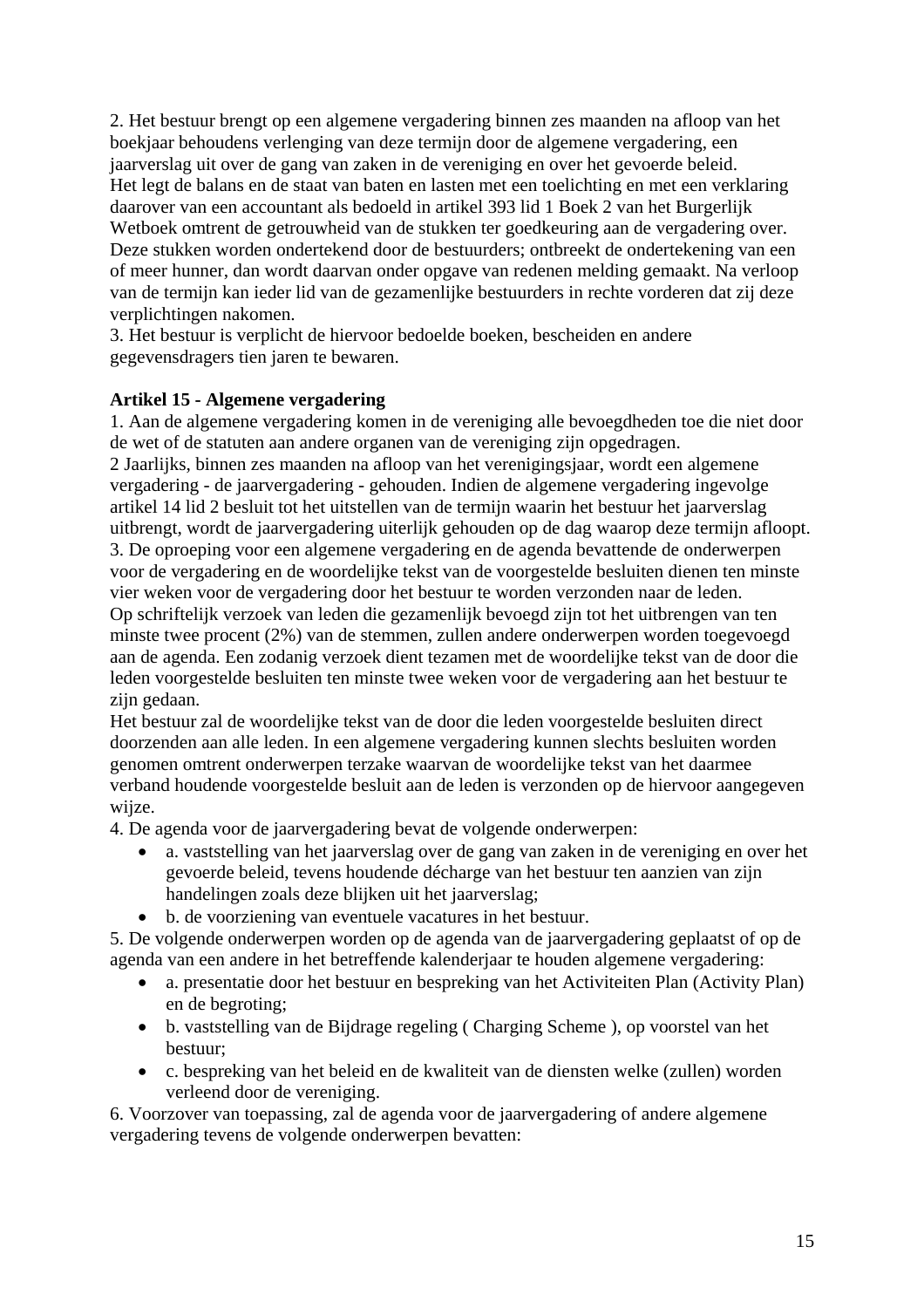2. Het bestuur brengt op een algemene vergadering binnen zes maanden na afloop van het boekjaar behoudens verlenging van deze termijn door de algemene vergadering, een jaarverslag uit over de gang van zaken in de vereniging en over het gevoerde beleid.
Het legt de balans en de staat van baten en lasten met een toelichting en met een verklaring daarover van een accountant als bedoeld in artikel 393 lid 1 Boek 2 van het Burgerlijk Wetboek omtrent de getrouwheid van de stukken ter goedkeuring aan de vergadering over. Deze stukken worden ondertekend door de bestuurders; ontbreekt de ondertekening van een of meer hunner, dan wordt daarvan onder opgave van redenen melding gemaakt. Na verloop van de termijn kan ieder lid van de gezamenlijke bestuurders in rechte vorderen dat zij deze verplichtingen nakomen.
3. Het bestuur is verplicht de hiervoor bedoelde boeken, bescheiden en andere gegevensdragers tien jaren te bewaren.

**Artikel 15 - Algemene vergadering**
1. Aan de algemene vergadering komen in de vereniging alle bevoegdheden toe die niet door de wet of de statuten aan andere organen van de vereniging zijn opgedragen.
2 Jaarlijks, binnen zes maanden na afloop van het verenigingsjaar, wordt een algemene vergadering - de jaarvergadering - gehouden. Indien de algemene vergadering ingevolge artikel 14 lid 2 besluit tot het uitstellen van de termijn waarin het bestuur het jaarverslag uitbrengt, wordt de jaarvergadering uiterlijk gehouden op de dag waarop deze termijn afloopt.
3. De oproeping voor een algemene vergadering en de agenda bevattende de onderwerpen voor de vergadering en de woordelijke tekst van de voorgestelde besluiten dienen ten minste vier weken voor de vergadering door het bestuur te worden verzonden naar de leden.
Op schriftelijk verzoek van leden die gezamenlijk bevoegd zijn tot het uitbrengen van ten minste twee procent (2%) van de stemmen, zullen andere onderwerpen worden toegevoegd aan de agenda. Een zodanig verzoek dient tezamen met de woordelijke tekst van de door die leden voorgestelde besluiten ten minste twee weken voor de vergadering aan het bestuur te zijn gedaan.
Het bestuur zal de woordelijke tekst van de door die leden voorgestelde besluiten direct doorzenden aan alle leden. In een algemene vergadering kunnen slechts besluiten worden genomen omtrent onderwerpen terzake waarvan de woordelijke tekst van het daarmee verband houdende voorgestelde besluit aan de leden is verzonden op de hiervoor aangegeven wijze.
4. De agenda voor de jaarvergadering bevat de volgende onderwerpen:

- a. vaststelling van het jaarverslag over de gang van zaken in de vereniging en over het gevoerde beleid, tevens houdende décharge van het bestuur ten aanzien van zijn handelingen zoals deze blijken uit het jaarverslag;
- b. de voorziening van eventuele vacatures in het bestuur.

5. De volgende onderwerpen worden op de agenda van de jaarvergadering geplaatst of op de agenda van een andere in het betreffende kalenderjaar te houden algemene vergadering:

- a. presentatie door het bestuur en bespreking van het Activiteiten Plan (Activity Plan) en de begroting;
- b. vaststelling van de Bijdrage regeling ( Charging Scheme ), op voorstel van het bestuur;
- c. bespreking van het beleid en de kwaliteit van de diensten welke (zullen) worden verleend door de vereniging.

6. Voorzover van toepassing, zal de agenda voor de jaarvergadering of andere algemene vergadering tevens de volgende onderwerpen bevatten: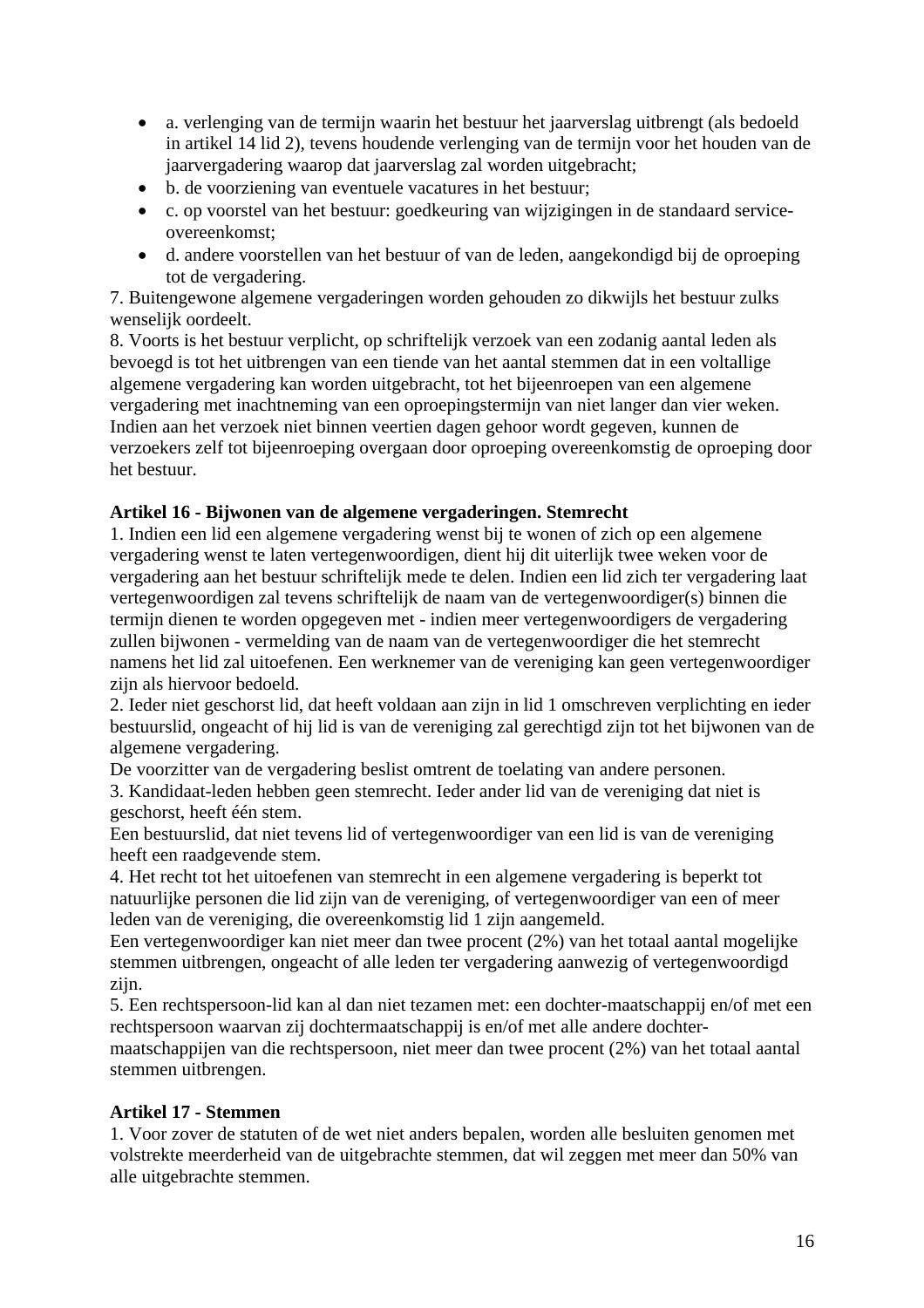- a. verlenging van de termijn waarin het bestuur het jaarverslag uitbrengt (als bedoeld in artikel 14 lid 2), tevens houdende verlenging van de termijn voor het houden van de jaarvergadering waarop dat jaarverslag zal worden uitgebracht;
- b. de voorziening van eventuele vacatures in het bestuur;
- c. op voorstel van het bestuur: goedkeuring van wijzigingen in de standaard service-overeenkomst;
- d. andere voorstellen van het bestuur of van de leden, aangekondigd bij de oproeping tot de vergadering.

7. Buitengewone algemene vergaderingen worden gehouden zo dikwijls het bestuur zulks wenselijk oordeelt.
8. Voorts is het bestuur verplicht, op schriftelijk verzoek van een zodanig aantal leden als bevoegd is tot het uitbrengen van een tiende van het aantal stemmen dat in een voltallige algemene vergadering kan worden uitgebracht, tot het bijeenroepen van een algemene vergadering met inachtneming van een oproepingstermijn van niet langer dan vier weken. Indien aan het verzoek niet binnen veertien dagen gehoor wordt gegeven, kunnen de verzoekers zelf tot bijeenroeping overgaan door oproeping overeenkomstig de oproeping door het bestuur.

**Artikel 16 - Bijwonen van de algemene vergaderingen. Stemrecht**
1. Indien een lid een algemene vergadering wenst bij te wonen of zich op een algemene vergadering wenst te laten vertegenwoordigen, dient hij dit uiterlijk twee weken voor de vergadering aan het bestuur schriftelijk mede te delen. Indien een lid zich ter vergadering laat vertegenwoordigen zal tevens schriftelijk de naam van de vertegenwoordiger(s) binnen die termijn dienen te worden opgegeven met - indien meer vertegenwoordigers de vergadering zullen bijwonen - vermelding van de naam van de vertegenwoordiger die het stemrecht namens het lid zal uitoefenen. Een werknemer van de vereniging kan geen vertegenwoordiger zijn als hiervoor bedoeld.
2. Ieder niet geschorst lid, dat heeft voldaan aan zijn in lid 1 omschreven verplichting en ieder bestuurslid, ongeacht of hij lid is van de vereniging zal gerechtigd zijn tot het bijwonen van de algemene vergadering.
De voorzitter van de vergadering beslist omtrent de toelating van andere personen.
3. Kandidaat-leden hebben geen stemrecht. Ieder ander lid van de vereniging dat niet is geschorst, heeft één stem.
Een bestuurslid, dat niet tevens lid of vertegenwoordiger van een lid is van de vereniging heeft een raadgevende stem.
4. Het recht tot het uitoefenen van stemrecht in een algemene vergadering is beperkt tot natuurlijke personen die lid zijn van de vereniging, of vertegenwoordiger van een of meer leden van de vereniging, die overeenkomstig lid 1 zijn aangemeld.
Een vertegenwoordiger kan niet meer dan twee procent (2%) van het totaal aantal mogelijke stemmen uitbrengen, ongeacht of alle leden ter vergadering aanwezig of vertegenwoordigd zijn.
5. Een rechtspersoon-lid kan al dan niet tezamen met: een dochter-maatschappij en/of met een rechtspersoon waarvan zij dochtermaatschappij is en/of met alle andere dochter-maatschappijen van die rechtspersoon, niet meer dan twee procent (2%) van het totaal aantal stemmen uitbrengen.

**Artikel 17 - Stemmen**
1. Voor zover de statuten of de wet niet anders bepalen, worden alle besluiten genomen met volstrekte meerderheid van de uitgebrachte stemmen, dat wil zeggen met meer dan 50% van alle uitgebrachte stemmen.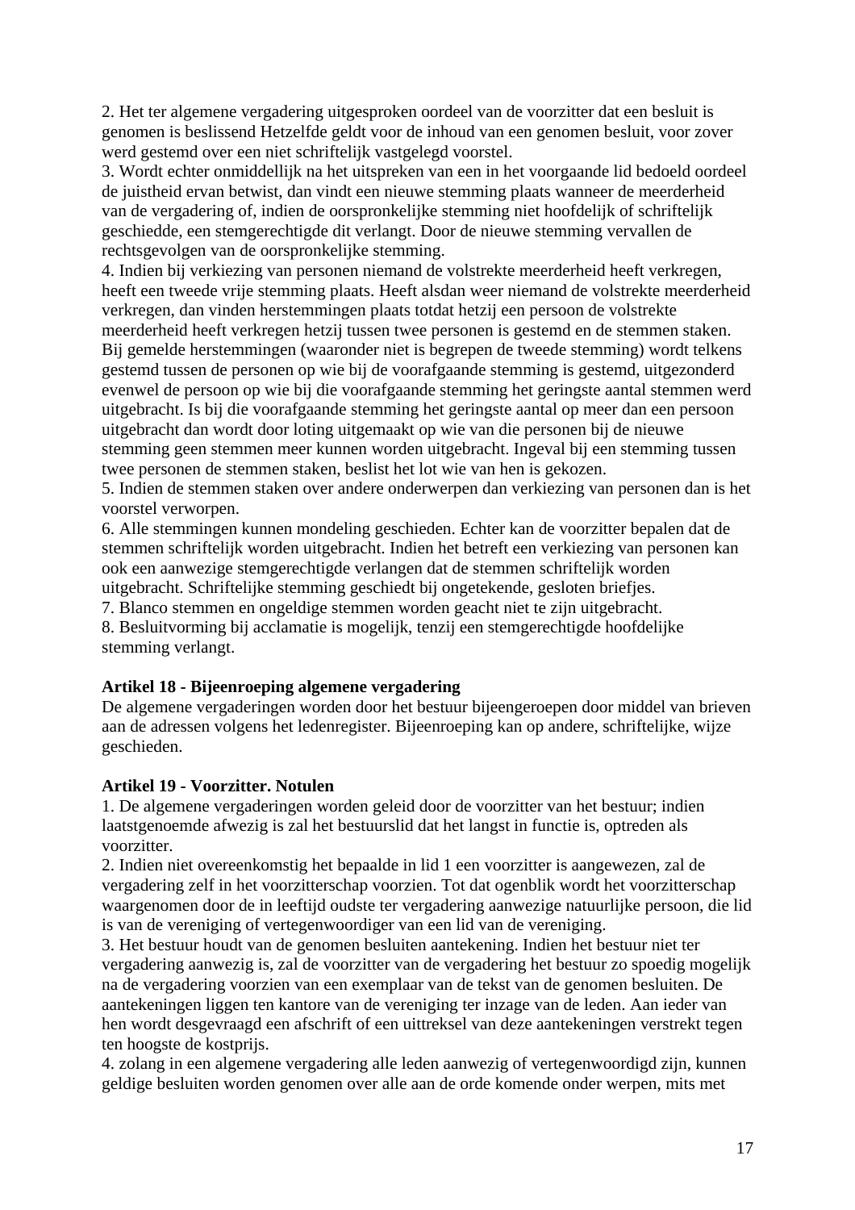2. Het ter algemene vergadering uitgesproken oordeel van de voorzitter dat een besluit is genomen is beslissend Hetzelfde geldt voor de inhoud van een genomen besluit, voor zover werd gestemd over een niet schriftelijk vastgelegd voorstel.
3. Wordt echter onmiddellijk na het uitspreken van een in het voorgaande lid bedoeld oordeel de juistheid ervan betwist, dan vindt een nieuwe stemming plaats wanneer de meerderheid van de vergadering of, indien de oorspronkelijke stemming niet hoofdelijk of schriftelijk geschiedde, een stemgerechtigde dit verlangt. Door de nieuwe stemming vervallen de rechtsgevolgen van de oorspronkelijke stemming.
4. Indien bij verkiezing van personen niemand de volstrekte meerderheid heeft verkregen, heeft een tweede vrije stemming plaats. Heeft alsdan weer niemand de volstrekte meerderheid verkregen, dan vinden herstemmingen plaats totdat hetzij een persoon de volstrekte meerderheid heeft verkregen hetzij tussen twee personen is gestemd en de stemmen staken. Bij gemelde herstemmingen (waaronder niet is begrepen de tweede stemming) wordt telkens gestemd tussen de personen op wie bij de voorafgaande stemming is gestemd, uitgezonderd evenwel de persoon op wie bij die voorafgaande stemming het geringste aantal stemmen werd uitgebracht. Is bij die voorafgaande stemming het geringste aantal op meer dan een persoon uitgebracht dan wordt door loting uitgemaakt op wie van die personen bij de nieuwe stemming geen stemmen meer kunnen worden uitgebracht. Ingeval bij een stemming tussen twee personen de stemmen staken, beslist het lot wie van hen is gekozen.
5. Indien de stemmen staken over andere onderwerpen dan verkiezing van personen dan is het voorstel verworpen.
6. Alle stemmingen kunnen mondeling geschieden. Echter kan de voorzitter bepalen dat de stemmen schriftelijk worden uitgebracht. Indien het betreft een verkiezing van personen kan ook een aanwezige stemgerechtigde verlangen dat de stemmen schriftelijk worden uitgebracht. Schriftelijke stemming geschiedt bij ongetekende, gesloten briefjes.
7. Blanco stemmen en ongeldige stemmen worden geacht niet te zijn uitgebracht.
8. Besluitvorming bij acclamatie is mogelijk, tenzij een stemgerechtigde hoofdelijke stemming verlangt.

**Artikel 18 - Bijeenroeping algemene vergadering**

De algemene vergaderingen worden door het bestuur bijeengeroepen door middel van brieven aan de adressen volgens het ledenregister. Bijeenroeping kan op andere, schriftelijke, wijze geschieden.

**Artikel 19 - Voorzitter. Notulen**

1. De algemene vergaderingen worden geleid door de voorzitter van het bestuur; indien laatstgenoemde afwezig is zal het bestuurslid dat het langst in functie is, optreden als voorzitter.
2. Indien niet overeenkomstig het bepaalde in lid 1 een voorzitter is aangewezen, zal de vergadering zelf in het voorzitterschap voorzien. Tot dat ogenblik wordt het voorzitterschap waargenomen door de in leeftijd oudste ter vergadering aanwezige natuurlijke persoon, die lid is van de vereniging of vertegenwoordiger van een lid van de vereniging.
3. Het bestuur houdt van de genomen besluiten aantekening. Indien het bestuur niet ter vergadering aanwezig is, zal de voorzitter van de vergadering het bestuur zo spoedig mogelijk na de vergadering voorzien van een exemplaar van de tekst van de genomen besluiten. De aantekeningen liggen ten kantore van de vereniging ter inzage van de leden. Aan ieder van hen wordt desgevraagd een afschrift of een uittreksel van deze aantekeningen verstrekt tegen ten hoogste de kostprijs.
4. zolang in een algemene vergadering alle leden aanwezig of vertegenwoordigd zijn, kunnen geldige besluiten worden genomen over alle aan de orde komende onder werpen, mits met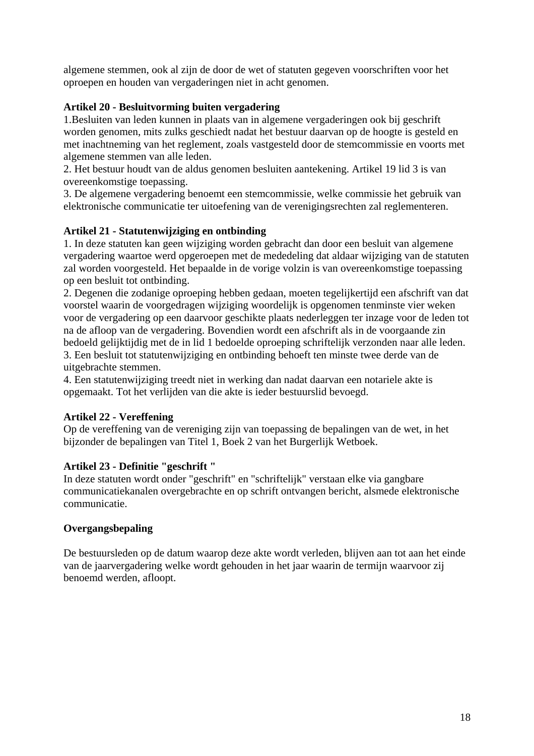algemene stemmen, ook al zijn de door de wet of statuten gegeven voorschriften voor het oproepen en houden van vergaderingen niet in acht genomen.

**Artikel 20 - Besluitvorming buiten vergadering**

1.Besluiten van leden kunnen in plaats van in algemene vergaderingen ook bij geschrift worden genomen, mits zulks geschiedt nadat het bestuur daarvan op de hoogte is gesteld en met inachtneming van het reglement, zoals vastgesteld door de stemcommissie en voorts met algemene stemmen van alle leden.
2. Het bestuur houdt van de aldus genomen besluiten aantekening. Artikel 19 lid 3 is van overeenkomstige toepassing.
3. De algemene vergadering benoemt een stemcommissie, welke commissie het gebruik van elektronische communicatie ter uitoefening van de verenigingsrechten zal reglementeren.

**Artikel 21 - Statutenwijziging en ontbinding**

1. In deze statuten kan geen wijziging worden gebracht dan door een besluit van algemene vergadering waartoe werd opgeroepen met de mededeling dat aldaar wijziging van de statuten zal worden voorgesteld. Het bepaalde in de vorige volzin is van overeenkomstige toepassing op een besluit tot ontbinding.
2. Degenen die zodanige oproeping hebben gedaan, moeten tegelijkertijd een afschrift van dat voorstel waarin de voorgedragen wijziging woordelijk is opgenomen tenminste vier weken voor de vergadering op een daarvoor geschikte plaats nederleggen ter inzage voor de leden tot na de afloop van de vergadering. Bovendien wordt een afschrift als in de voorgaande zin bedoeld gelijktijdig met de in lid 1 bedoelde oproeping schriftelijk verzonden naar alle leden.
3. Een besluit tot statutenwijziging en ontbinding behoeft ten minste twee derde van de uitgebrachte stemmen.
4. Een statutenwijziging treedt niet in werking dan nadat daarvan een notariele akte is opgemaakt. Tot het verlijden van die akte is ieder bestuurslid bevoegd.

**Artikel 22 - Vereffening**

Op de vereffening van de vereniging zijn van toepassing de bepalingen van de wet, in het bijzonder de bepalingen van Titel 1, Boek 2 van het Burgerlijk Wetboek.

**Artikel 23 - Definitie "geschrift "**

In deze statuten wordt onder "geschrift" en "schriftelijk" verstaan elke via gangbare communicatiekanalen overgebrachte en op schrift ontvangen bericht, alsmede elektronische communicatie.

**Overgangsbepaling**

De bestuursleden op de datum waarop deze akte wordt verleden, blijven aan tot aan het einde van de jaarvergadering welke wordt gehouden in het jaar waarin de termijn waarvoor zij benoemd werden, afloopt.